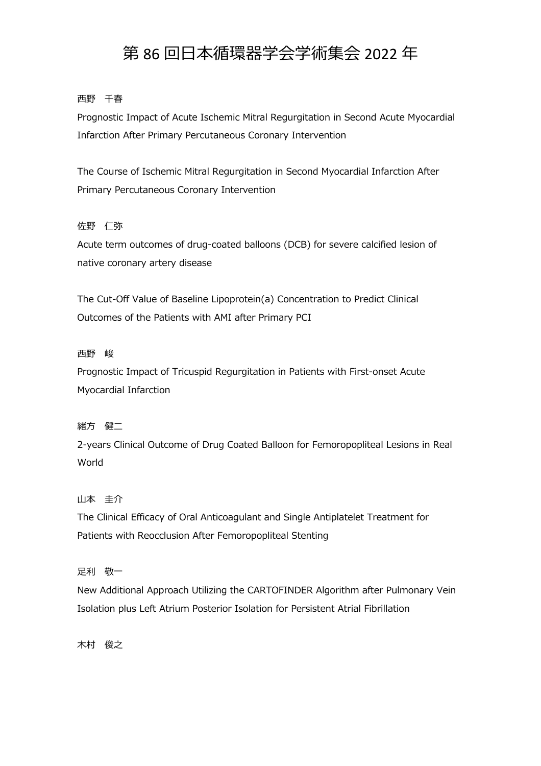# 第 86 回日本循環器学会学術集会 2022 年

西野　千春

Prognostic Impact of Acute Ischemic Mitral Regurgitation in Second Acute Myocardial Infarction After Primary Percutaneous Coronary Intervention

The Course of Ischemic Mitral Regurgitation in Second Myocardial Infarction After Primary Percutaneous Coronary Intervention

佐野　仁弥

Acute term outcomes of drug-coated balloons (DCB) for severe calcified lesion of native coronary artery disease

The Cut-Off Value of Baseline Lipoprotein(a) Concentration to Predict Clinical Outcomes of the Patients with AMI after Primary PCI

西野　峻

Prognostic Impact of Tricuspid Regurgitation in Patients with First-onset Acute Myocardial Infarction

緒方　健二

2-years Clinical Outcome of Drug Coated Balloon for Femoropopliteal Lesions in Real World

山本　圭介

The Clinical Efficacy of Oral Anticoagulant and Single Antiplatelet Treatment for Patients with Reocclusion After Femoropopliteal Stenting

足利　敬一

New Additional Approach Utilizing the CARTOFINDER Algorithm after Pulmonary Vein Isolation plus Left Atrium Posterior Isolation for Persistent Atrial Fibrillation

木村　俊之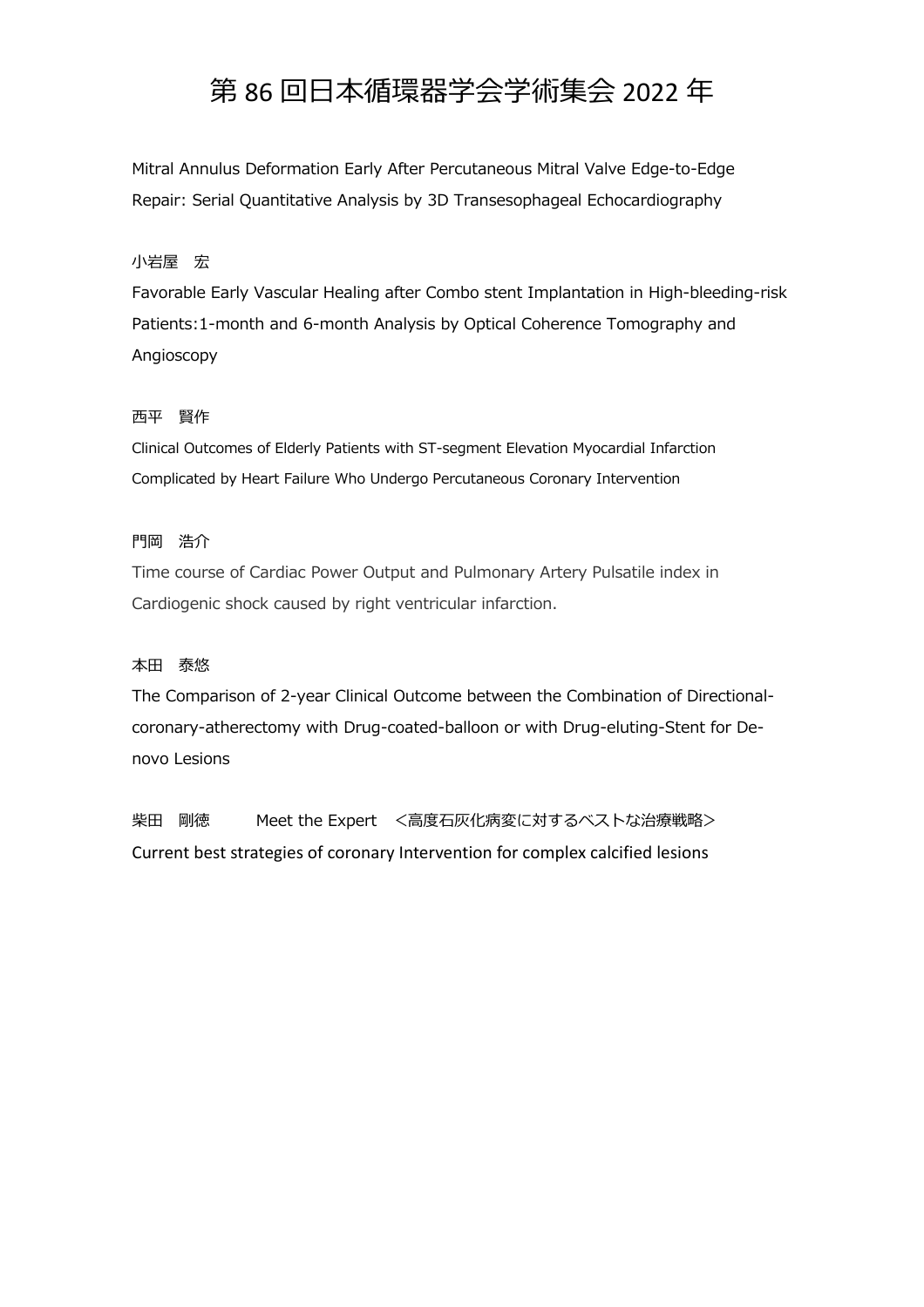# 第 86 回日本循環器学会学術集会 2022 年

Mitral Annulus Deformation Early After Percutaneous Mitral Valve Edge-to-Edge Repair: Serial Quantitative Analysis by 3D Transesophageal Echocardiography

小岩屋　宏

Favorable Early Vascular Healing after Combo stent Implantation in High-bleeding-risk Patients:1-month and 6-month Analysis by Optical Coherence Tomography and Angioscopy

西平　賢作

Clinical Outcomes of Elderly Patients with ST-segment Elevation Myocardial Infarction Complicated by Heart Failure Who Undergo Percutaneous Coronary Intervention

門岡　浩介

Time course of Cardiac Power Output and Pulmonary Artery Pulsatile index in Cardiogenic shock caused by right ventricular infarction.

本田　泰悠

The Comparison of 2-year Clinical Outcome between the Combination of Directional-coronary-atherectomy with Drug-coated-balloon or with Drug-eluting-Stent for De-novo Lesions

柴田　剛徳　　Meet the Expert　＜高度石灰化病変に対するベストな治療戦略＞

Current best strategies of coronary Intervention for complex calcified lesions